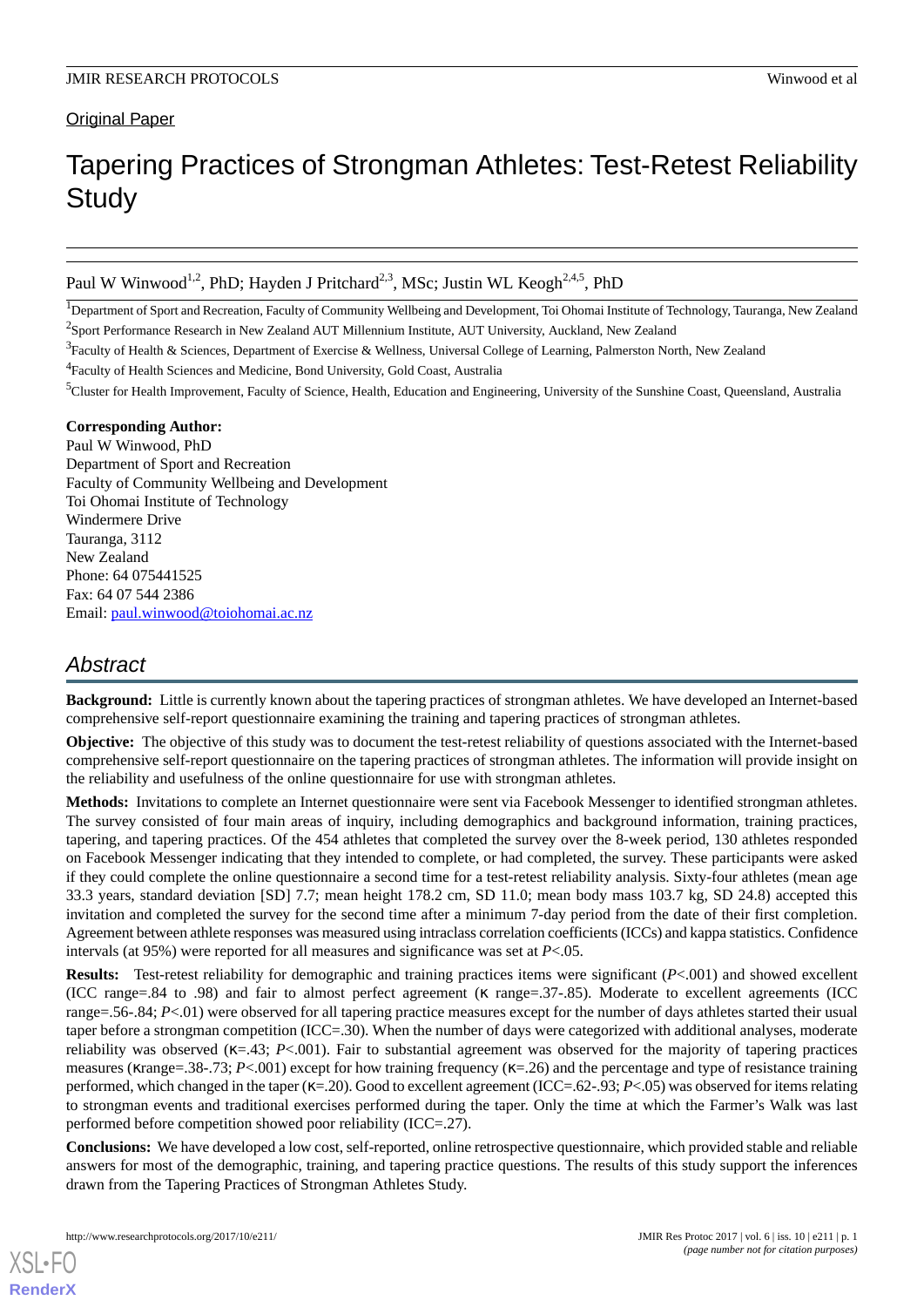Original Paper

# Tapering Practices of Strongman Athletes: Test-Retest Reliability Study

Paul W Winwood[1,2], PhD; Hayden J Pritchard[2,3], MSc; Justin WL Keogh[2,4,5], PhD

[1]Department of Sport and Recreation, Faculty of Community Wellbeing and Development, Toi Ohomai Institute of Technology, Tauranga, New Zealand

[2]Sport Performance Research in New Zealand AUT Millennium Institute, AUT University, Auckland, New Zealand

[3]Faculty of Health & Sciences, Department of Exercise & Wellness, Universal College of Learning, Palmerston North, New Zealand

[4]Faculty of Health Sciences and Medicine, Bond University, Gold Coast, Australia

[5]Cluster for Health Improvement, Faculty of Science, Health, Education and Engineering, University of the Sunshine Coast, Queensland, Australia

**Corresponding Author:**
Paul W Winwood, PhD
Department of Sport and Recreation
Faculty of Community Wellbeing and Development
Toi Ohomai Institute of Technology
Windermere Drive
Tauranga, 3112
New Zealand
Phone: 64 075441525
Fax: 64 07 544 2386
Email: paul.winwood@toiohomai.ac.nz

## Abstract

**Background:** Little is currently known about the tapering practices of strongman athletes. We have developed an Internet-based comprehensive self-report questionnaire examining the training and tapering practices of strongman athletes.

**Objective:** The objective of this study was to document the test-retest reliability of questions associated with the Internet-based comprehensive self-report questionnaire on the tapering practices of strongman athletes. The information will provide insight on the reliability and usefulness of the online questionnaire for use with strongman athletes.

**Methods:** Invitations to complete an Internet questionnaire were sent via Facebook Messenger to identified strongman athletes. The survey consisted of four main areas of inquiry, including demographics and background information, training practices, tapering, and tapering practices. Of the 454 athletes that completed the survey over the 8-week period, 130 athletes responded on Facebook Messenger indicating that they intended to complete, or had completed, the survey. These participants were asked if they could complete the online questionnaire a second time for a test-retest reliability analysis. Sixty-four athletes (mean age 33.3 years, standard deviation [SD] 7.7; mean height 178.2 cm, SD 11.0; mean body mass 103.7 kg, SD 24.8) accepted this invitation and completed the survey for the second time after a minimum 7-day period from the date of their first completion. Agreement between athlete responses was measured using intraclass correlation coefficients (ICCs) and kappa statistics. Confidence intervals (at 95%) were reported for all measures and significance was set at $P<.05$.

**Results:** Test-retest reliability for demographic and training practices items were significant ($P<.001$) and showed excellent (ICC range=.84 to .98) and fair to almost perfect agreement (κ range=.37-.85). Moderate to excellent agreements (ICC range=.56-.84; $P<.01$) were observed for all tapering practice measures except for the number of days athletes started their usual taper before a strongman competition (ICC=.30). When the number of days were categorized with additional analyses, moderate reliability was observed (κ=.43; $P<.001$). Fair to substantial agreement was observed for the majority of tapering practices measures (κrange=.38-.73; $P<.001$) except for how training frequency (κ=.26) and the percentage and type of resistance training performed, which changed in the taper (κ=.20). Good to excellent agreement (ICC=.62-.93; $P<.05$) was observed for items relating to strongman events and traditional exercises performed during the taper. Only the time at which the Farmer's Walk was last performed before competition showed poor reliability (ICC=.27).

**Conclusions:** We have developed a low cost, self-reported, online retrospective questionnaire, which provided stable and reliable answers for most of the demographic, training, and tapering practice questions. The results of this study support the inferences drawn from the Tapering Practices of Strongman Athletes Study.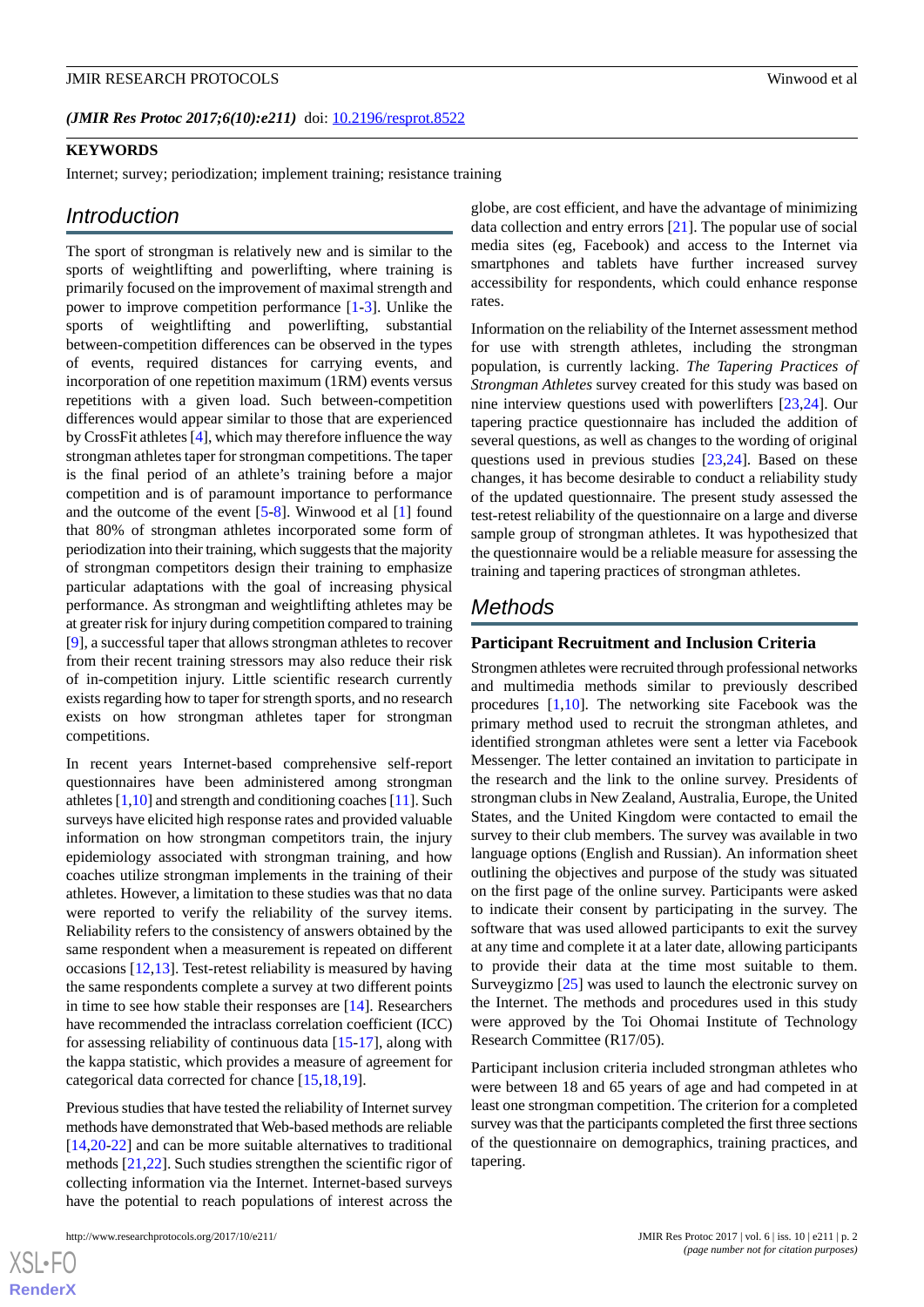(*JMIR Res Protoc 2017;6(10):e211*) doi: 10.2196/resprot.8522

## KEYWORDS

Internet; survey; periodization; implement training; resistance training

## Introduction

The sport of strongman is relatively new and is similar to the sports of weightlifting and powerlifting, where training is primarily focused on the improvement of maximal strength and power to improve competition performance [1-3]. Unlike the sports of weightlifting and powerlifting, substantial between-competition differences can be observed in the types of events, required distances for carrying events, and incorporation of one repetition maximum (1RM) events versus repetitions with a given load. Such between-competition differences would appear similar to those that are experienced by CrossFit athletes [4], which may therefore influence the way strongman athletes taper for strongman competitions. The taper is the final period of an athlete's training before a major competition and is of paramount importance to performance and the outcome of the event [5-8]. Winwood et al [1] found that 80% of strongman athletes incorporated some form of periodization into their training, which suggests that the majority of strongman competitors design their training to emphasize particular adaptations with the goal of increasing physical performance. As strongman and weightlifting athletes may be at greater risk for injury during competition compared to training [9], a successful taper that allows strongman athletes to recover from their recent training stressors may also reduce their risk of in-competition injury. Little scientific research currently exists regarding how to taper for strength sports, and no research exists on how strongman athletes taper for strongman competitions.

In recent years Internet-based comprehensive self-report questionnaires have been administered among strongman athletes [1,10] and strength and conditioning coaches [11]. Such surveys have elicited high response rates and provided valuable information on how strongman competitors train, the injury epidemiology associated with strongman training, and how coaches utilize strongman implements in the training of their athletes. However, a limitation to these studies was that no data were reported to verify the reliability of the survey items. Reliability refers to the consistency of answers obtained by the same respondent when a measurement is repeated on different occasions [12,13]. Test-retest reliability is measured by having the same respondents complete a survey at two different points in time to see how stable their responses are [14]. Researchers have recommended the intraclass correlation coefficient (ICC) for assessing reliability of continuous data [15-17], along with the kappa statistic, which provides a measure of agreement for categorical data corrected for chance [15,18,19].

Previous studies that have tested the reliability of Internet survey methods have demonstrated that Web-based methods are reliable [14,20-22] and can be more suitable alternatives to traditional methods [21,22]. Such studies strengthen the scientific rigor of collecting information via the Internet. Internet-based surveys have the potential to reach populations of interest across the globe, are cost efficient, and have the advantage of minimizing data collection and entry errors [21]. The popular use of social media sites (eg, Facebook) and access to the Internet via smartphones and tablets have further increased survey accessibility for respondents, which could enhance response rates.

Information on the reliability of the Internet assessment method for use with strength athletes, including the strongman population, is currently lacking. *The Tapering Practices of Strongman Athletes* survey created for this study was based on nine interview questions used with powerlifters [23,24]. Our tapering practice questionnaire has included the addition of several questions, as well as changes to the wording of original questions used in previous studies [23,24]. Based on these changes, it has become desirable to conduct a reliability study of the updated questionnaire. The present study assessed the test-retest reliability of the questionnaire on a large and diverse sample group of strongman athletes. It was hypothesized that the questionnaire would be a reliable measure for assessing the training and tapering practices of strongman athletes.

## Methods

### Participant Recruitment and Inclusion Criteria

Strongmen athletes were recruited through professional networks and multimedia methods similar to previously described procedures [1,10]. The networking site Facebook was the primary method used to recruit the strongman athletes, and identified strongman athletes were sent a letter via Facebook Messenger. The letter contained an invitation to participate in the research and the link to the online survey. Presidents of strongman clubs in New Zealand, Australia, Europe, the United States, and the United Kingdom were contacted to email the survey to their club members. The survey was available in two language options (English and Russian). An information sheet outlining the objectives and purpose of the study was situated on the first page of the online survey. Participants were asked to indicate their consent by participating in the survey. The software that was used allowed participants to exit the survey at any time and complete it at a later date, allowing participants to provide their data at the time most suitable to them. Surveygizmo [25] was used to launch the electronic survey on the Internet. The methods and procedures used in this study were approved by the Toi Ohomai Institute of Technology Research Committee (R17/05).

Participant inclusion criteria included strongman athletes who were between 18 and 65 years of age and had competed in at least one strongman competition. The criterion for a completed survey was that the participants completed the first three sections of the questionnaire on demographics, training practices, and tapering.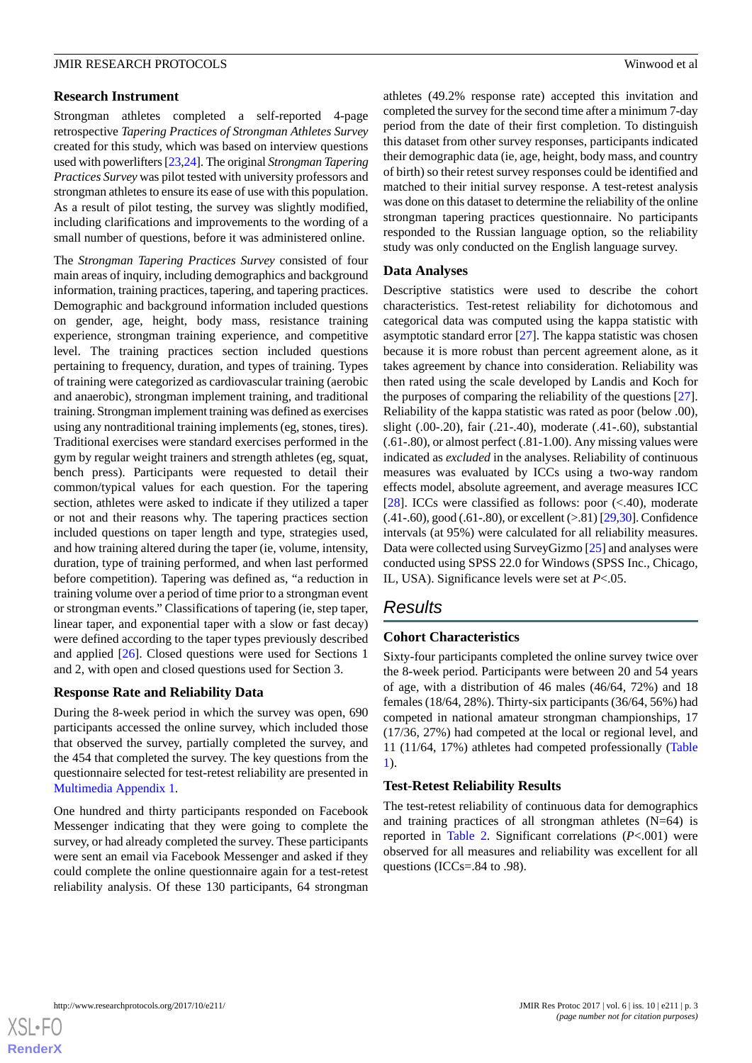### Research Instrument

Strongman athletes completed a self-reported 4-page retrospective *Tapering Practices of Strongman Athletes Survey* created for this study, which was based on interview questions used with powerlifters [23,24]. The original *Strongman Tapering Practices Survey* was pilot tested with university professors and strongman athletes to ensure its ease of use with this population. As a result of pilot testing, the survey was slightly modified, including clarifications and improvements to the wording of a small number of questions, before it was administered online.

The *Strongman Tapering Practices Survey* consisted of four main areas of inquiry, including demographics and background information, training practices, tapering, and tapering practices. Demographic and background information included questions on gender, age, height, body mass, resistance training experience, strongman training experience, and competitive level. The training practices section included questions pertaining to frequency, duration, and types of training. Types of training were categorized as cardiovascular training (aerobic and anaerobic), strongman implement training, and traditional training. Strongman implement training was defined as exercises using any nontraditional training implements (eg, stones, tires). Traditional exercises were standard exercises performed in the gym by regular weight trainers and strength athletes (eg, squat, bench press). Participants were requested to detail their common/typical values for each question. For the tapering section, athletes were asked to indicate if they utilized a taper or not and their reasons why. The tapering practices section included questions on taper length and type, strategies used, and how training altered during the taper (ie, volume, intensity, duration, type of training performed, and when last performed before competition). Tapering was defined as, "a reduction in training volume over a period of time prior to a strongman event or strongman events." Classifications of tapering (ie, step taper, linear taper, and exponential taper with a slow or fast decay) were defined according to the taper types previously described and applied [26]. Closed questions were used for Sections 1 and 2, with open and closed questions used for Section 3.

### Response Rate and Reliability Data

During the 8-week period in which the survey was open, 690 participants accessed the online survey, which included those that observed the survey, partially completed the survey, and the 454 that completed the survey. The key questions from the questionnaire selected for test-retest reliability are presented in Multimedia Appendix 1.

One hundred and thirty participants responded on Facebook Messenger indicating that they were going to complete the survey, or had already completed the survey. These participants were sent an email via Facebook Messenger and asked if they could complete the online questionnaire again for a test-retest reliability analysis. Of these 130 participants, 64 strongman athletes (49.2% response rate) accepted this invitation and completed the survey for the second time after a minimum 7-day period from the date of their first completion. To distinguish this dataset from other survey responses, participants indicated their demographic data (ie, age, height, body mass, and country of birth) so their retest survey responses could be identified and matched to their initial survey response. A test-retest analysis was done on this dataset to determine the reliability of the online strongman tapering practices questionnaire. No participants responded to the Russian language option, so the reliability study was only conducted on the English language survey.

### Data Analyses

Descriptive statistics were used to describe the cohort characteristics. Test-retest reliability for dichotomous and categorical data was computed using the kappa statistic with asymptotic standard error [27]. The kappa statistic was chosen because it is more robust than percent agreement alone, as it takes agreement by chance into consideration. Reliability was then rated using the scale developed by Landis and Koch for the purposes of comparing the reliability of the questions [27]. Reliability of the kappa statistic was rated as poor (below .00), slight (.00-.20), fair (.21-.40), moderate (.41-.60), substantial (.61-.80), or almost perfect (.81-1.00). Any missing values were indicated as *excluded* in the analyses. Reliability of continuous measures was evaluated by ICCs using a two-way random effects model, absolute agreement, and average measures ICC [28]. ICCs were classified as follows: poor (<.40), moderate (.41-.60), good (.61-.80), or excellent (>.81) [29,30]. Confidence intervals (at 95%) were calculated for all reliability measures. Data were collected using SurveyGizmo [25] and analyses were conducted using SPSS 22.0 for Windows (SPSS Inc., Chicago, IL, USA). Significance levels were set at $P<.05$.

## Results

### Cohort Characteristics

Sixty-four participants completed the online survey twice over the 8-week period. Participants were between 20 and 54 years of age, with a distribution of 46 males (46/64, 72%) and 18 females (18/64, 28%). Thirty-six participants (36/64, 56%) had competed in national amateur strongman championships, 17 (17/36, 27%) had competed at the local or regional level, and 11 (11/64, 17%) athletes had competed professionally (Table 1).

### Test-Retest Reliability Results

The test-retest reliability of continuous data for demographics and training practices of all strongman athletes (N=64) is reported in Table 2. Significant correlations ($P<.001$) were observed for all measures and reliability was excellent for all questions (ICCs=.84 to .98).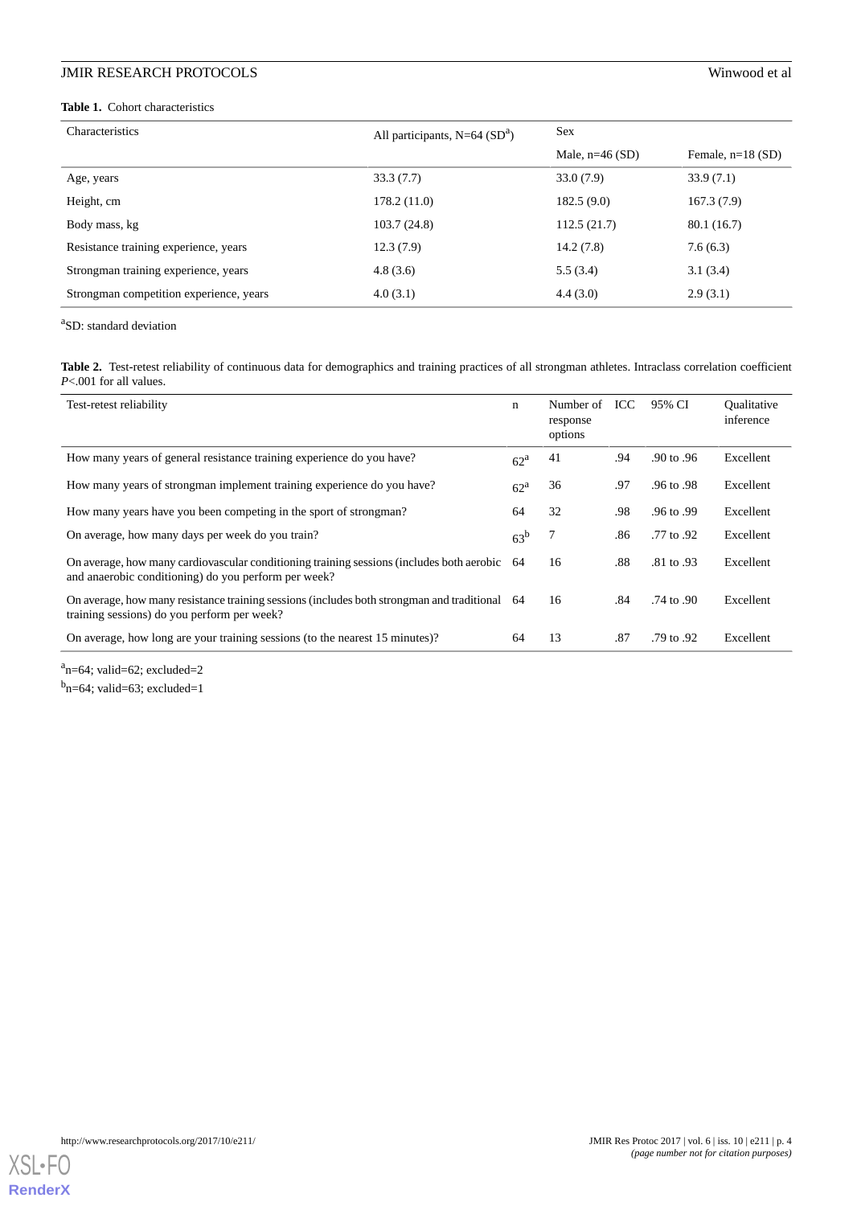**Table 1.** Cohort characteristics

| Characteristics | All participants, N=64 (SD[a]) | Sex | |
|---|---|---|---|
| | | Male, n=46 (SD) | Female, n=18 (SD) |
| Age, years | 33.3 (7.7) | 33.0 (7.9) | 33.9 (7.1) |
| Height, cm | 178.2 (11.0) | 182.5 (9.0) | 167.3 (7.9) |
| Body mass, kg | 103.7 (24.8) | 112.5 (21.7) | 80.1 (16.7) |
| Resistance training experience, years | 12.3 (7.9) | 14.2 (7.8) | 7.6 (6.3) |
| Strongman training experience, years | 4.8 (3.6) | 5.5 (3.4) | 3.1 (3.4) |
| Strongman competition experience, years | 4.0 (3.1) | 4.4 (3.0) | 2.9 (3.1) |

[a]SD: standard deviation

**Table 2.** Test-retest reliability of continuous data for demographics and training practices of all strongman athletes. Intraclass correlation coefficient *P*<.001 for all values.

| Test-retest reliability | n | Number of response options | ICC | 95% CI | Qualitative inference |
|---|---|---|---|---|---|
| How many years of general resistance training experience do you have? | 62[a] | 41 | .94 | .90 to .96 | Excellent |
| How many years of strongman implement training experience do you have? | 62[a] | 36 | .97 | .96 to .98 | Excellent |
| How many years have you been competing in the sport of strongman? | 64 | 32 | .98 | .96 to .99 | Excellent |
| On average, how many days per week do you train? | 63[b] | 7 | .86 | .77 to .92 | Excellent |
| On average, how many cardiovascular conditioning training sessions (includes both aerobic and anaerobic conditioning) do you perform per week? | 64 | 16 | .88 | .81 to .93 | Excellent |
| On average, how many resistance training sessions (includes both strongman and traditional training sessions) do you perform per week? | 64 | 16 | .84 | .74 to .90 | Excellent |
| On average, how long are your training sessions (to the nearest 15 minutes)? | 64 | 13 | .87 | .79 to .92 | Excellent |

[a]n=64; valid=62; excluded=2

[b]n=64; valid=63; excluded=1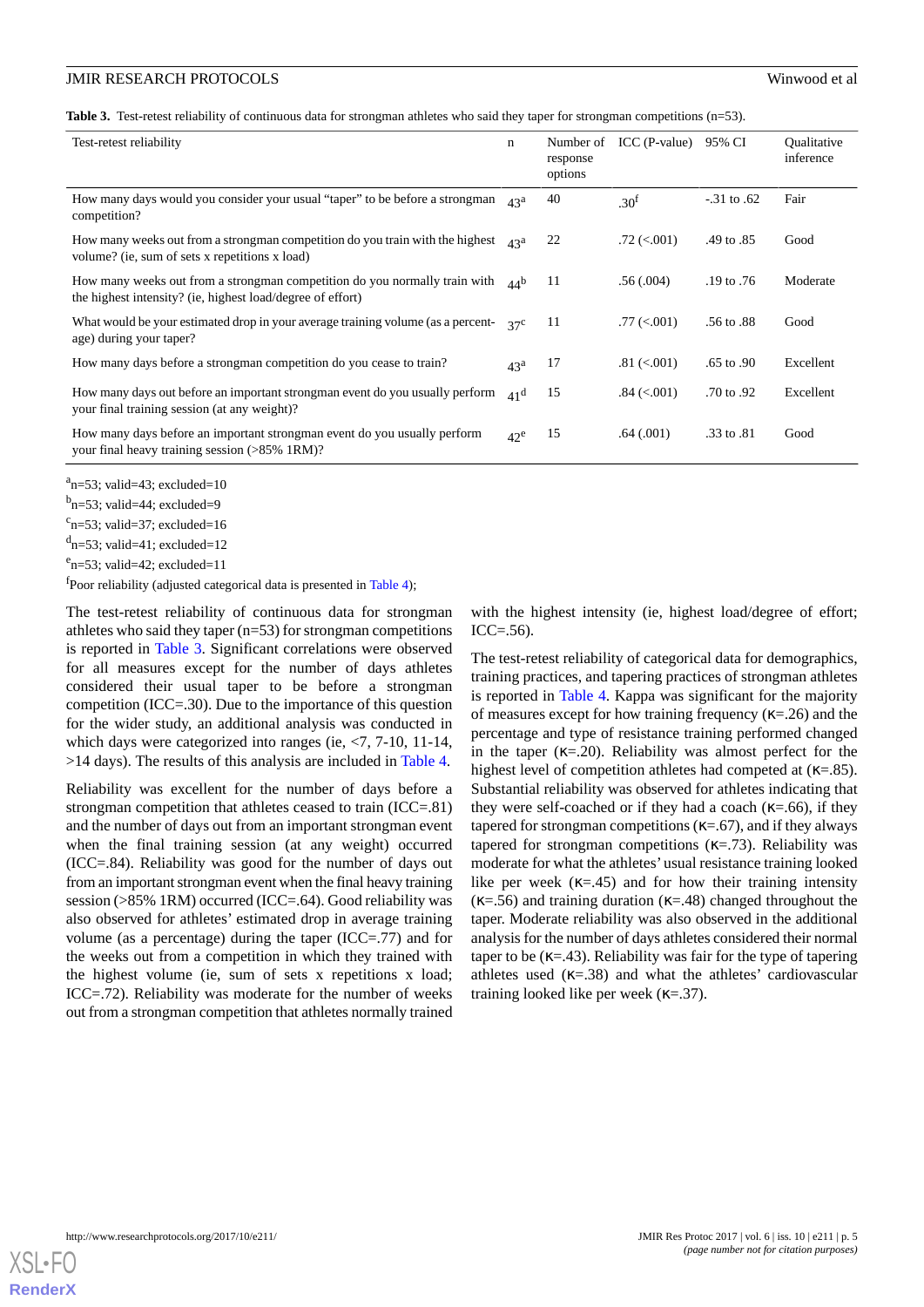**Table 3.** Test-retest reliability of continuous data for strongman athletes who said they taper for strongman competitions (n=53).

| Test-retest reliability | n | Number of response options | ICC (P-value) | 95% CI | Qualitative inference |
|---|---|---|---|---|---|
| How many days would you consider your usual "taper" to be before a strongman competition? | 43[a] | 40 | .30[f] | -.31 to .62 | Fair |
| How many weeks out from a strongman competition do you train with the highest volume? (ie, sum of sets x repetitions x load) | 43[a] | 22 | .72 (<.001) | .49 to .85 | Good |
| How many weeks out from a strongman competition do you normally train with the highest intensity? (ie, highest load/degree of effort) | 44[b] | 11 | .56 (.004) | .19 to .76 | Moderate |
| What would be your estimated drop in your average training volume (as a percentage) during your taper? | 37[c] | 11 | .77 (<.001) | .56 to .88 | Good |
| How many days before a strongman competition do you cease to train? | 43[a] | 17 | .81 (<.001) | .65 to .90 | Excellent |
| How many days out before an important strongman event do you usually perform your final training session (at any weight)? | 41[d] | 15 | .84 (<.001) | .70 to .92 | Excellent |
| How many days before an important strongman event do you usually perform your final heavy training session (>85% 1RM)? | 42[e] | 15 | .64 (.001) | .33 to .81 | Good |

[a]n=53; valid=43; excluded=10

[b]n=53; valid=44; excluded=9

[c]n=53; valid=37; excluded=16

[d]n=53; valid=41; excluded=12

[e]n=53; valid=42; excluded=11

[f]Poor reliability (adjusted categorical data is presented in Table 4);

The test-retest reliability of continuous data for strongman athletes who said they taper (n=53) for strongman competitions is reported in Table 3. Significant correlations were observed for all measures except for the number of days athletes considered their usual taper to be before a strongman competition (ICC=.30). Due to the importance of this question for the wider study, an additional analysis was conducted in which days were categorized into ranges (ie, <7, 7-10, 11-14, >14 days). The results of this analysis are included in Table 4.

Reliability was excellent for the number of days before a strongman competition that athletes ceased to train (ICC=.81) and the number of days out from an important strongman event when the final training session (at any weight) occurred (ICC=.84). Reliability was good for the number of days out from an important strongman event when the final heavy training session (>85% 1RM) occurred (ICC=.64). Good reliability was also observed for athletes' estimated drop in average training volume (as a percentage) during the taper (ICC=.77) and for the weeks out from a competition in which they trained with the highest volume (ie, sum of sets x repetitions x load; ICC=.72). Reliability was moderate for the number of weeks out from a strongman competition that athletes normally trained with the highest intensity (ie, highest load/degree of effort; ICC=.56).

The test-retest reliability of categorical data for demographics, training practices, and tapering practices of strongman athletes is reported in Table 4. Kappa was significant for the majority of measures except for how training frequency (κ=.26) and the percentage and type of resistance training performed changed in the taper (κ=.20). Reliability was almost perfect for the highest level of competition athletes had competed at (κ=.85). Substantial reliability was observed for athletes indicating that they were self-coached or if they had a coach (κ=.66), if they tapered for strongman competitions (κ=.67), and if they always tapered for strongman competitions (κ=.73). Reliability was moderate for what the athletes' usual resistance training looked like per week (κ=.45) and for how their training intensity (κ=.56) and training duration (κ=.48) changed throughout the taper. Moderate reliability was also observed in the additional analysis for the number of days athletes considered their normal taper to be (κ=.43). Reliability was fair for the type of tapering athletes used (κ=.38) and what the athletes' cardiovascular training looked like per week (κ=.37).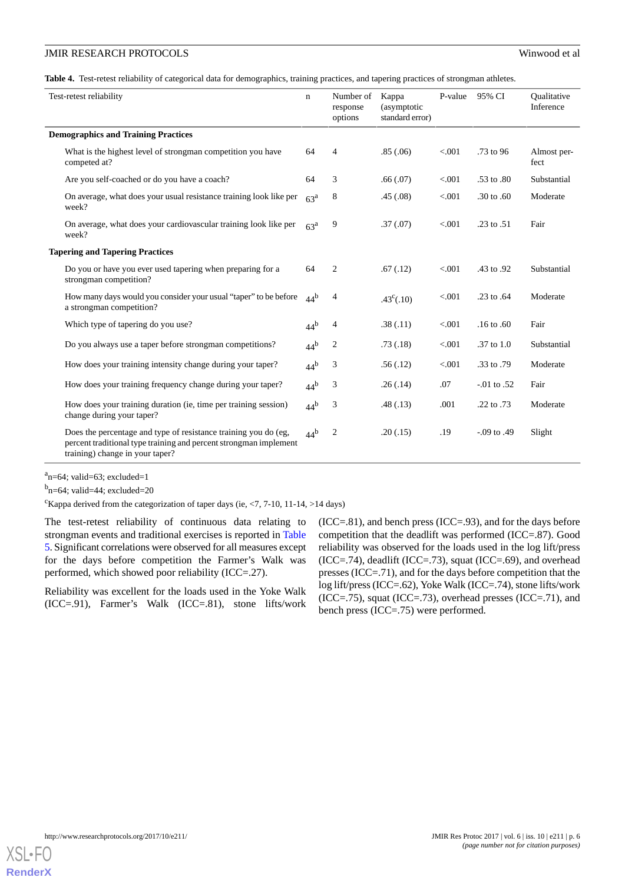**Table 4.** Test-retest reliability of categorical data for demographics, training practices, and tapering practices of strongman athletes.

| Test-retest reliability | n | Number of response options | Kappa (asymptotic standard error) | P-value | 95% CI | Qualitative Inference |
|---|---|---|---|---|---|---|
| **Demographics and Training Practices** | | | | | | |
| What is the highest level of strongman competition you have competed at? | 64 | 4 | .85 (.06) | <.001 | .73 to 96 | Almost perfect |
| Are you self-coached or do you have a coach? | 64 | 3 | .66 (.07) | <.001 | .53 to .80 | Substantial |
| On average, what does your usual resistance training look like per week? | 63[a] | 8 | .45 (.08) | <.001 | .30 to .60 | Moderate |
| On average, what does your cardiovascular training look like per week? | 63[a] | 9 | .37 (.07) | <.001 | .23 to .51 | Fair |
| **Tapering and Tapering Practices** | | | | | | |
| Do you or have you ever used tapering when preparing for a strongman competition? | 64 | 2 | .67 (.12) | <.001 | .43 to .92 | Substantial |
| How many days would you consider your usual "taper" to be before a strongman competition? | 44[b] | 4 | .43[c](.10) | <.001 | .23 to .64 | Moderate |
| Which type of tapering do you use? | 44[b] | 4 | .38 (.11) | <.001 | .16 to .60 | Fair |
| Do you always use a taper before strongman competitions? | 44[b] | 2 | .73 (.18) | <.001 | .37 to 1.0 | Substantial |
| How does your training intensity change during your taper? | 44[b] | 3 | .56 (.12) | <.001 | .33 to .79 | Moderate |
| How does your training frequency change during your taper? | 44[b] | 3 | .26 (.14) | .07 | -.01 to .52 | Fair |
| How does your training duration (ie, time per training session) change during your taper? | 44[b] | 3 | .48 (.13) | .001 | .22 to .73 | Moderate |
| Does the percentage and type of resistance training you do (eg, percent traditional type training and percent strongman implement training) change in your taper? | 44[b] | 2 | .20 (.15) | .19 | -.09 to .49 | Slight |

[a]n=64; valid=63; excluded=1

[b]n=64; valid=44; excluded=20

[c]Kappa derived from the categorization of taper days (ie, <7, 7-10, 11-14, >14 days)

The test-retest reliability of continuous data relating to strongman events and traditional exercises is reported in Table 5. Significant correlations were observed for all measures except for the days before competition the Farmer's Walk was performed, which showed poor reliability (ICC=.27).

Reliability was excellent for the loads used in the Yoke Walk (ICC=.91), Farmer's Walk (ICC=.81), stone lifts/work (ICC=.81), and bench press (ICC=.93), and for the days before competition that the deadlift was performed (ICC=.87). Good reliability was observed for the loads used in the log lift/press (ICC=.74), deadlift (ICC=.73), squat (ICC=.69), and overhead presses (ICC=.71), and for the days before competition that the log lift/press (ICC=.62), Yoke Walk (ICC=.74), stone lifts/work (ICC=.75), squat (ICC=.73), overhead presses (ICC=.71), and bench press (ICC=.75) were performed.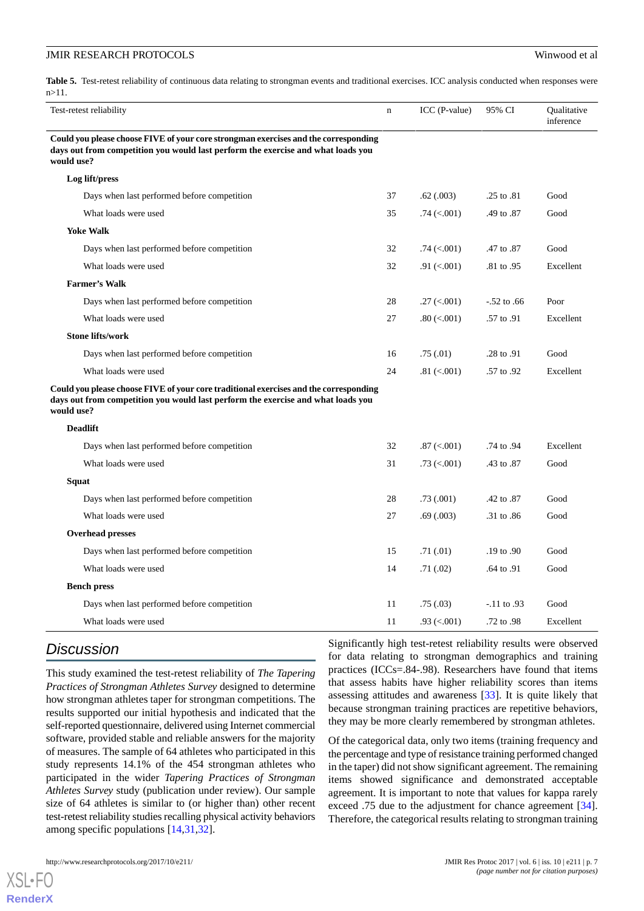**Table 5.** Test-retest reliability of continuous data relating to strongman events and traditional exercises. ICC analysis conducted when responses were n>11.

| Test-retest reliability | n | ICC (P-value) | 95% CI | Qualitative inference |
|---|---|---|---|---|
| **Could you please choose FIVE of your core strongman exercises and the corresponding days out from competition you would last perform the exercise and what loads you would use?** | | | | |
| **Log lift/press** | | | | |
| Days when last performed before competition | 37 | .62 (.003) | .25 to .81 | Good |
| What loads were used | 35 | .74 (<.001) | .49 to .87 | Good |
| **Yoke Walk** | | | | |
| Days when last performed before competition | 32 | .74 (<.001) | .47 to .87 | Good |
| What loads were used | 32 | .91 (<.001) | .81 to .95 | Excellent |
| **Farmer's Walk** | | | | |
| Days when last performed before competition | 28 | .27 (<.001) | -.52 to .66 | Poor |
| What loads were used | 27 | .80 (<.001) | .57 to .91 | Excellent |
| **Stone lifts/work** | | | | |
| Days when last performed before competition | 16 | .75 (.01) | .28 to .91 | Good |
| What loads were used | 24 | .81 (<.001) | .57 to .92 | Excellent |
| **Could you please choose FIVE of your core traditional exercises and the corresponding days out from competition you would last perform the exercise and what loads you would use?** | | | | |
| **Deadlift** | | | | |
| Days when last performed before competition | 32 | .87 (<.001) | .74 to .94 | Excellent |
| What loads were used | 31 | .73 (<.001) | .43 to .87 | Good |
| **Squat** | | | | |
| Days when last performed before competition | 28 | .73 (.001) | .42 to .87 | Good |
| What loads were used | 27 | .69 (.003) | .31 to .86 | Good |
| **Overhead presses** | | | | |
| Days when last performed before competition | 15 | .71 (.01) | .19 to .90 | Good |
| What loads were used | 14 | .71 (.02) | .64 to .91 | Good |
| **Bench press** | | | | |
| Days when last performed before competition | 11 | .75 (.03) | -.11 to .93 | Good |
| What loads were used | 11 | .93 (<.001) | .72 to .98 | Excellent |

## Discussion

This study examined the test-retest reliability of *The Tapering Practices of Strongman Athletes Survey* designed to determine how strongman athletes taper for strongman competitions. The results supported our initial hypothesis and indicated that the self-reported questionnaire, delivered using Internet commercial software, provided stable and reliable answers for the majority of measures. The sample of 64 athletes who participated in this study represents 14.1% of the 454 strongman athletes who participated in the wider *Tapering Practices of Strongman Athletes Survey* study (publication under review). Our sample size of 64 athletes is similar to (or higher than) other recent test-retest reliability studies recalling physical activity behaviors among specific populations [14,31,32].

Significantly high test-retest reliability results were observed for data relating to strongman demographics and training practices (ICCs=.84-.98). Researchers have found that items that assess habits have higher reliability scores than items assessing attitudes and awareness [33]. It is quite likely that because strongman training practices are repetitive behaviors, they may be more clearly remembered by strongman athletes.

Of the categorical data, only two items (training frequency and the percentage and type of resistance training performed changed in the taper) did not show significant agreement. The remaining items showed significance and demonstrated acceptable agreement. It is important to note that values for kappa rarely exceed .75 due to the adjustment for chance agreement [34]. Therefore, the categorical results relating to strongman training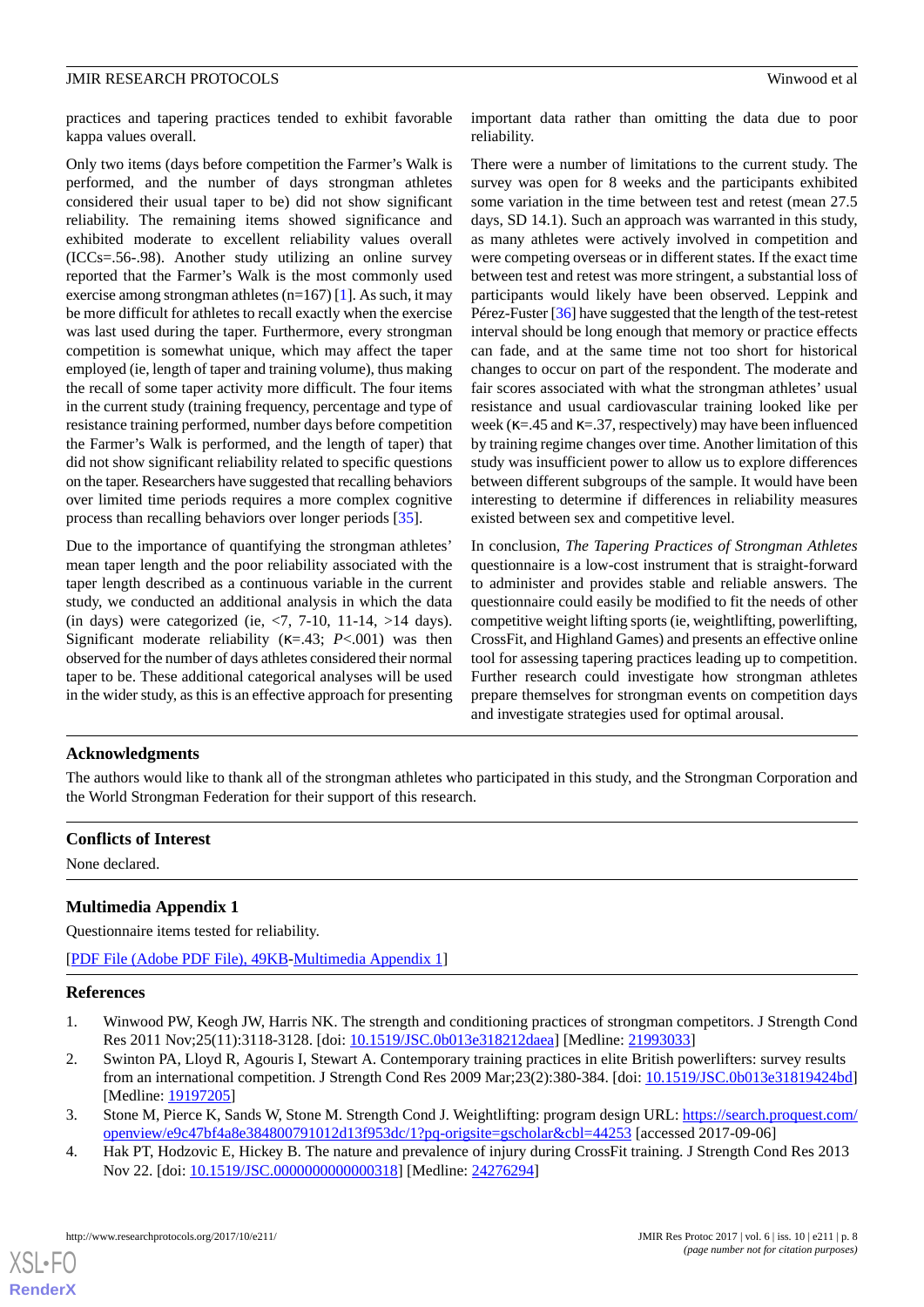practices and tapering practices tended to exhibit favorable kappa values overall.

Only two items (days before competition the Farmer's Walk is performed, and the number of days strongman athletes considered their usual taper to be) did not show significant reliability. The remaining items showed significance and exhibited moderate to excellent reliability values overall (ICCs=.56-.98). Another study utilizing an online survey reported that the Farmer's Walk is the most commonly used exercise among strongman athletes (n=167) [1]. As such, it may be more difficult for athletes to recall exactly when the exercise was last used during the taper. Furthermore, every strongman competition is somewhat unique, which may affect the taper employed (ie, length of taper and training volume), thus making the recall of some taper activity more difficult. The four items in the current study (training frequency, percentage and type of resistance training performed, number days before competition the Farmer's Walk is performed, and the length of taper) that did not show significant reliability related to specific questions on the taper. Researchers have suggested that recalling behaviors over limited time periods requires a more complex cognitive process than recalling behaviors over longer periods [35].

Due to the importance of quantifying the strongman athletes' mean taper length and the poor reliability associated with the taper length described as a continuous variable in the current study, we conducted an additional analysis in which the data (in days) were categorized (ie, <7, 7-10, 11-14, >14 days). Significant moderate reliability (κ=.43; *P*<.001) was then observed for the number of days athletes considered their normal taper to be. These additional categorical analyses will be used in the wider study, as this is an effective approach for presenting important data rather than omitting the data due to poor reliability.

There were a number of limitations to the current study. The survey was open for 8 weeks and the participants exhibited some variation in the time between test and retest (mean 27.5 days, SD 14.1). Such an approach was warranted in this study, as many athletes were actively involved in competition and were competing overseas or in different states. If the exact time between test and retest was more stringent, a substantial loss of participants would likely have been observed. Leppink and Pérez-Fuster [36] have suggested that the length of the test-retest interval should be long enough that memory or practice effects can fade, and at the same time not too short for historical changes to occur on part of the respondent. The moderate and fair scores associated with what the strongman athletes' usual resistance and usual cardiovascular training looked like per week (κ=.45 and κ=.37, respectively) may have been influenced by training regime changes over time. Another limitation of this study was insufficient power to allow us to explore differences between different subgroups of the sample. It would have been interesting to determine if differences in reliability measures existed between sex and competitive level.

In conclusion, *The Tapering Practices of Strongman Athletes* questionnaire is a low-cost instrument that is straight-forward to administer and provides stable and reliable answers. The questionnaire could easily be modified to fit the needs of other competitive weight lifting sports (ie, weightlifting, powerlifting, CrossFit, and Highland Games) and presents an effective online tool for assessing tapering practices leading up to competition. Further research could investigate how strongman athletes prepare themselves for strongman events on competition days and investigate strategies used for optimal arousal.

## Acknowledgments

The authors would like to thank all of the strongman athletes who participated in this study, and the Strongman Corporation and the World Strongman Federation for their support of this research.

## Conflicts of Interest

None declared.

## Multimedia Appendix 1

Questionnaire items tested for reliability.

[PDF File (Adobe PDF File), 49KB-Multimedia Appendix 1]

## References

1. Winwood PW, Keogh JW, Harris NK. The strength and conditioning practices of strongman competitors. J Strength Cond Res 2011 Nov;25(11):3118-3128. [doi: 10.1519/JSC.0b013e318212daea] [Medline: 21993033]
2. Swinton PA, Lloyd R, Agouris I, Stewart A. Contemporary training practices in elite British powerlifters: survey results from an international competition. J Strength Cond Res 2009 Mar;23(2):380-384. [doi: 10.1519/JSC.0b013e31819424bd] [Medline: 19197205]
3. Stone M, Pierce K, Sands W, Stone M. Strength Cond J. Weightlifting: program design URL: https://search.proquest.com/openview/e9c47bf4a8e384800791012d13f953dc/1?pq-origsite=gscholar&cbl=44253 [accessed 2017-09-06]
4. Hak PT, Hodzovic E, Hickey B. The nature and prevalence of injury during CrossFit training. J Strength Cond Res 2013 Nov 22. [doi: 10.1519/JSC.0000000000000318] [Medline: 24276294]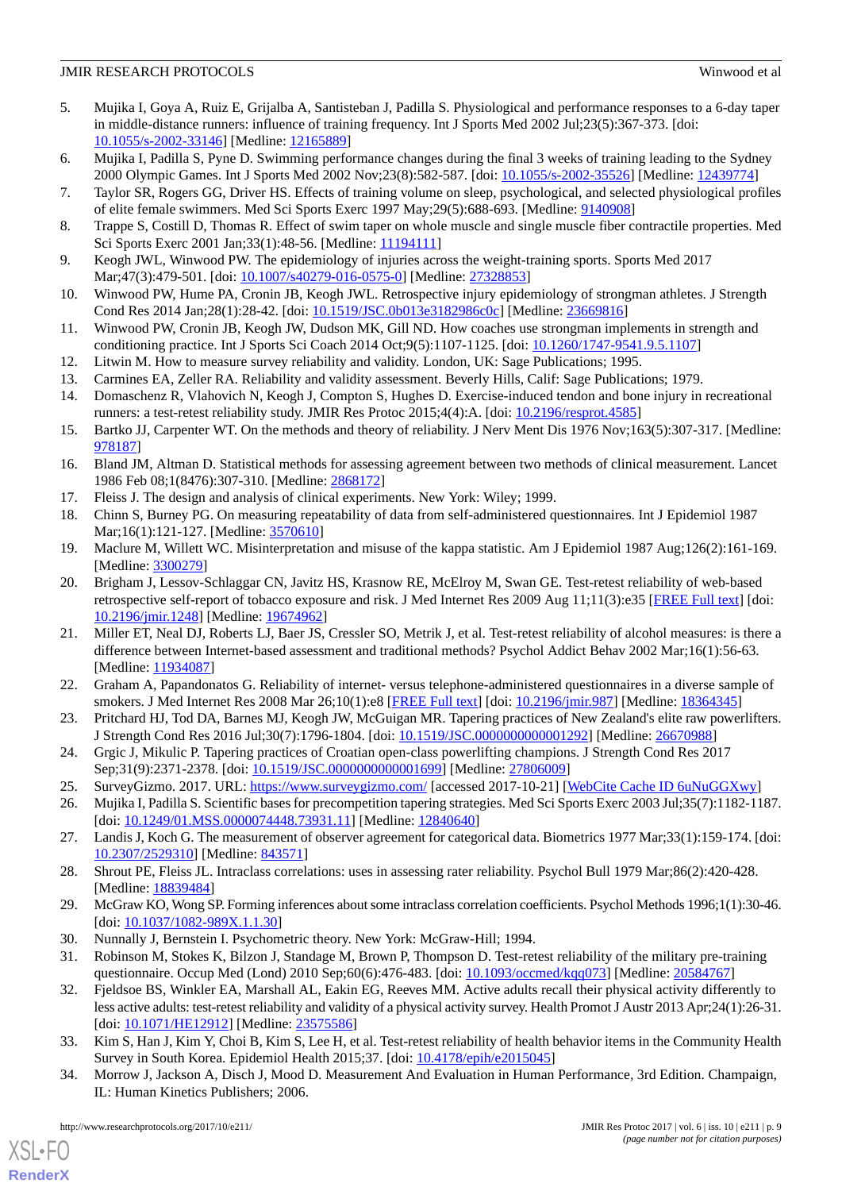5. Mujika I, Goya A, Ruiz E, Grijalba A, Santisteban J, Padilla S. Physiological and performance responses to a 6-day taper in middle-distance runners: influence of training frequency. Int J Sports Med 2002 Jul;23(5):367-373. [doi: 10.1055/s-2002-33146] [Medline: 12165889]
6. Mujika I, Padilla S, Pyne D. Swimming performance changes during the final 3 weeks of training leading to the Sydney 2000 Olympic Games. Int J Sports Med 2002 Nov;23(8):582-587. [doi: 10.1055/s-2002-35526] [Medline: 12439774]
7. Taylor SR, Rogers GG, Driver HS. Effects of training volume on sleep, psychological, and selected physiological profiles of elite female swimmers. Med Sci Sports Exerc 1997 May;29(5):688-693. [Medline: 9140908]
8. Trappe S, Costill D, Thomas R. Effect of swim taper on whole muscle and single muscle fiber contractile properties. Med Sci Sports Exerc 2001 Jan;33(1):48-56. [Medline: 11194111]
9. Keogh JWL, Winwood PW. The epidemiology of injuries across the weight-training sports. Sports Med 2017 Mar;47(3):479-501. [doi: 10.1007/s40279-016-0575-0] [Medline: 27328853]
10. Winwood PW, Hume PA, Cronin JB, Keogh JWL. Retrospective injury epidemiology of strongman athletes. J Strength Cond Res 2014 Jan;28(1):28-42. [doi: 10.1519/JSC.0b013e3182986c0c] [Medline: 23669816]
11. Winwood PW, Cronin JB, Keogh JW, Dudson MK, Gill ND. How coaches use strongman implements in strength and conditioning practice. Int J Sports Sci Coach 2014 Oct;9(5):1107-1125. [doi: 10.1260/1747-9541.9.5.1107]
12. Litwin M. How to measure survey reliability and validity. London, UK: Sage Publications; 1995.
13. Carmines EA, Zeller RA. Reliability and validity assessment. Beverly Hills, Calif: Sage Publications; 1979.
14. Domaschenz R, Vlahovich N, Keogh J, Compton S, Hughes D. Exercise-induced tendon and bone injury in recreational runners: a test-retest reliability study. JMIR Res Protoc 2015;4(4):A. [doi: 10.2196/resprot.4585]
15. Bartko JJ, Carpenter WT. On the methods and theory of reliability. J Nerv Ment Dis 1976 Nov;163(5):307-317. [Medline: 978187]
16. Bland JM, Altman D. Statistical methods for assessing agreement between two methods of clinical measurement. Lancet 1986 Feb 08;1(8476):307-310. [Medline: 2868172]
17. Fleiss J. The design and analysis of clinical experiments. New York: Wiley; 1999.
18. Chinn S, Burney PG. On measuring repeatability of data from self-administered questionnaires. Int J Epidemiol 1987 Mar;16(1):121-127. [Medline: 3570610]
19. Maclure M, Willett WC. Misinterpretation and misuse of the kappa statistic. Am J Epidemiol 1987 Aug;126(2):161-169. [Medline: 3300279]
20. Brigham J, Lessov-Schlaggar CN, Javitz HS, Krasnow RE, McElroy M, Swan GE. Test-retest reliability of web-based retrospective self-report of tobacco exposure and risk. J Med Internet Res 2009 Aug 11;11(3):e35 [FREE Full text] [doi: 10.2196/jmir.1248] [Medline: 19674962]
21. Miller ET, Neal DJ, Roberts LJ, Baer JS, Cressler SO, Metrik J, et al. Test-retest reliability of alcohol measures: is there a difference between Internet-based assessment and traditional methods? Psychol Addict Behav 2002 Mar;16(1):56-63. [Medline: 11934087]
22. Graham A, Papandonatos G. Reliability of internet- versus telephone-administered questionnaires in a diverse sample of smokers. J Med Internet Res 2008 Mar 26;10(1):e8 [FREE Full text] [doi: 10.2196/jmir.987] [Medline: 18364345]
23. Pritchard HJ, Tod DA, Barnes MJ, Keogh JW, McGuigan MR. Tapering practices of New Zealand's elite raw powerlifters. J Strength Cond Res 2016 Jul;30(7):1796-1804. [doi: 10.1519/JSC.0000000000001292] [Medline: 26670988]
24. Grgic J, Mikulic P. Tapering practices of Croatian open-class powerlifting champions. J Strength Cond Res 2017 Sep;31(9):2371-2378. [doi: 10.1519/JSC.0000000000001699] [Medline: 27806009]
25. SurveyGizmo. 2017. URL: https://www.surveygizmo.com/ [accessed 2017-10-21] [WebCite Cache ID 6uNuGGXwy]
26. Mujika I, Padilla S. Scientific bases for precompetition tapering strategies. Med Sci Sports Exerc 2003 Jul;35(7):1182-1187. [doi: 10.1249/01.MSS.0000074448.73931.11] [Medline: 12840640]
27. Landis J, Koch G. The measurement of observer agreement for categorical data. Biometrics 1977 Mar;33(1):159-174. [doi: 10.2307/2529310] [Medline: 843571]
28. Shrout PE, Fleiss JL. Intraclass correlations: uses in assessing rater reliability. Psychol Bull 1979 Mar;86(2):420-428. [Medline: 18839484]
29. McGraw KO, Wong SP. Forming inferences about some intraclass correlation coefficients. Psychol Methods 1996;1(1):30-46. [doi: 10.1037/1082-989X.1.1.30]
30. Nunnally J, Bernstein I. Psychometric theory. New York: McGraw-Hill; 1994.
31. Robinson M, Stokes K, Bilzon J, Standage M, Brown P, Thompson D. Test-retest reliability of the military pre-training questionnaire. Occup Med (Lond) 2010 Sep;60(6):476-483. [doi: 10.1093/occmed/kqq073] [Medline: 20584767]
32. Fjeldsoe BS, Winkler EA, Marshall AL, Eakin EG, Reeves MM. Active adults recall their physical activity differently to less active adults: test-retest reliability and validity of a physical activity survey. Health Promot J Austr 2013 Apr;24(1):26-31. [doi: 10.1071/HE12912] [Medline: 23575586]
33. Kim S, Han J, Kim Y, Choi B, Kim S, Lee H, et al. Test-retest reliability of health behavior items in the Community Health Survey in South Korea. Epidemiol Health 2015;37. [doi: 10.4178/epih/e2015045]
34. Morrow J, Jackson A, Disch J, Mood D. Measurement And Evaluation in Human Performance, 3rd Edition. Champaign, IL: Human Kinetics Publishers; 2006.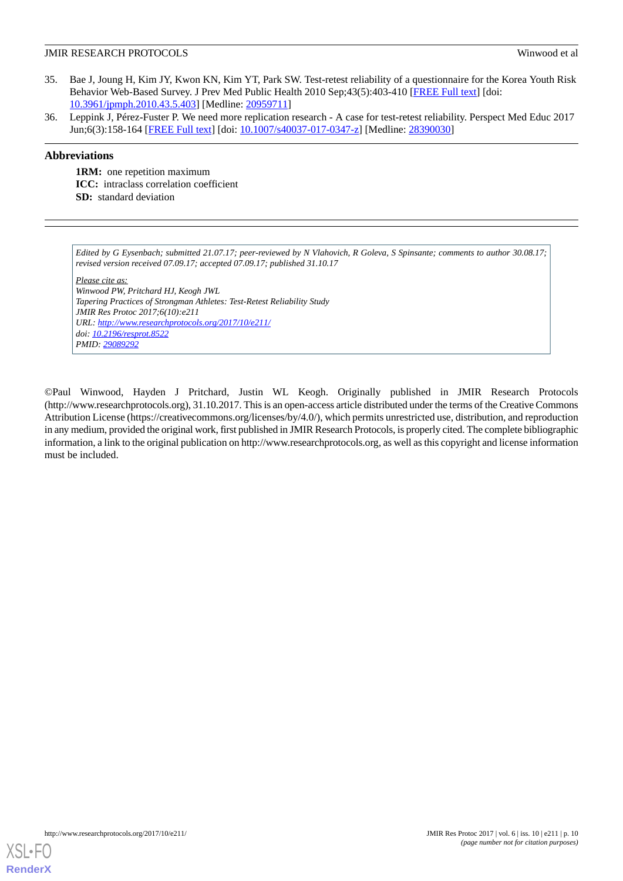35. Bae J, Joung H, Kim JY, Kwon KN, Kim YT, Park SW. Test-retest reliability of a questionnaire for the Korea Youth Risk Behavior Web-Based Survey. J Prev Med Public Health 2010 Sep;43(5):403-410 [FREE Full text] [doi: 10.3961/jpmph.2010.43.5.403] [Medline: 20959711]
36. Leppink J, Pérez-Fuster P. We need more replication research - A case for test-retest reliability. Perspect Med Educ 2017 Jun;6(3):158-164 [FREE Full text] [doi: 10.1007/s40037-017-0347-z] [Medline: 28390030]

## Abbreviations

**1RM:** one repetition maximum
**ICC:** intraclass correlation coefficient
**SD:** standard deviation

*Edited by G Eysenbach; submitted 21.07.17; peer-reviewed by N Vlahovich, R Goleva, S Spinsante; comments to author 30.08.17; revised version received 07.09.17; accepted 07.09.17; published 31.10.17*

*Please cite as:*
*Winwood PW, Pritchard HJ, Keogh JWL*
*Tapering Practices of Strongman Athletes: Test-Retest Reliability Study*
*JMIR Res Protoc 2017;6(10):e211*
*URL: http://www.researchprotocols.org/2017/10/e211/*
*doi: 10.2196/resprot.8522*
*PMID: 29089292*

©Paul Winwood, Hayden J Pritchard, Justin WL Keogh. Originally published in JMIR Research Protocols (http://www.researchprotocols.org), 31.10.2017. This is an open-access article distributed under the terms of the Creative Commons Attribution License (https://creativecommons.org/licenses/by/4.0/), which permits unrestricted use, distribution, and reproduction in any medium, provided the original work, first published in JMIR Research Protocols, is properly cited. The complete bibliographic information, a link to the original publication on http://www.researchprotocols.org, as well as this copyright and license information must be included.